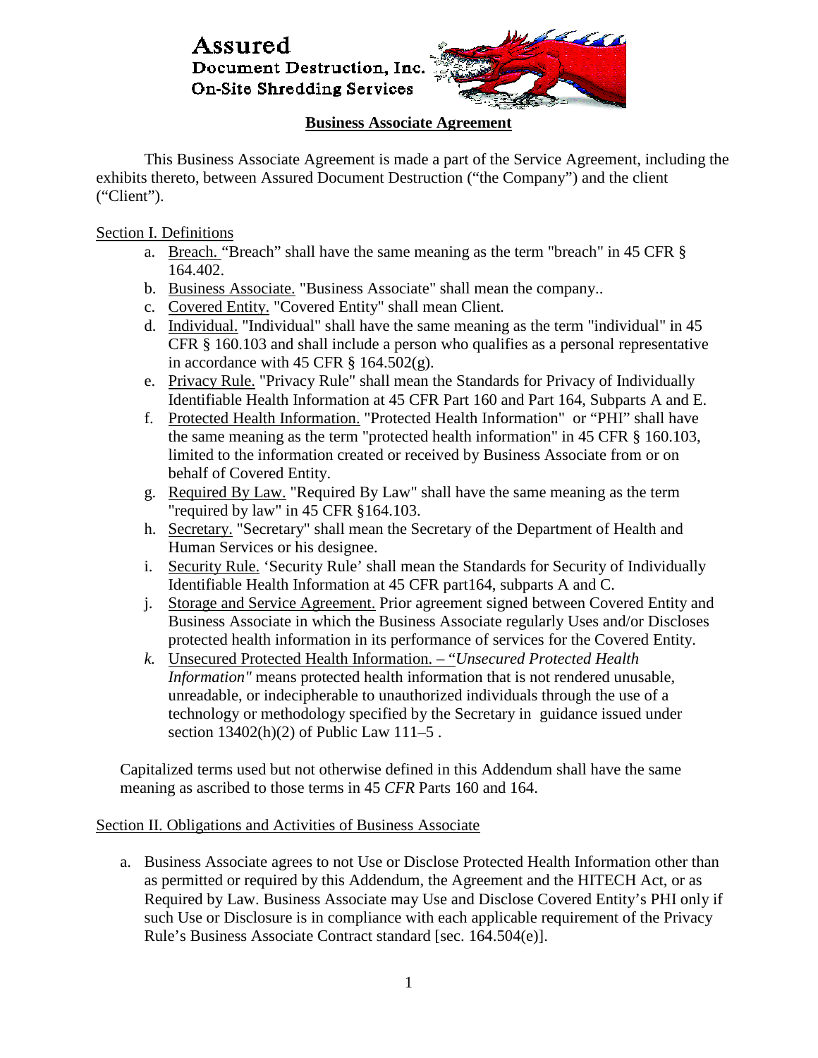Assured
Document Destruction, Inc.
On-Site Shredding Services

## Business Associate Agreement

This Business Associate Agreement is made a part of the Service Agreement, including the exhibits thereto, between Assured Document Destruction ("the Company") and the client ("Client").

Section I. Definitions

a. Breach. "Breach" shall have the same meaning as the term "breach" in 45 CFR § 164.402.
b. Business Associate. "Business Associate" shall mean the company..
c. Covered Entity. "Covered Entity" shall mean Client.
d. Individual. "Individual" shall have the same meaning as the term "individual" in 45 CFR § 160.103 and shall include a person who qualifies as a personal representative in accordance with 45 CFR § 164.502(g).
e. Privacy Rule. "Privacy Rule" shall mean the Standards for Privacy of Individually Identifiable Health Information at 45 CFR Part 160 and Part 164, Subparts A and E.
f. Protected Health Information. "Protected Health Information" or "PHI" shall have the same meaning as the term "protected health information" in 45 CFR § 160.103, limited to the information created or received by Business Associate from or on behalf of Covered Entity.
g. Required By Law. "Required By Law" shall have the same meaning as the term "required by law" in 45 CFR §164.103.
h. Secretary. "Secretary" shall mean the Secretary of the Department of Health and Human Services or his designee.
i. Security Rule. 'Security Rule' shall mean the Standards for Security of Individually Identifiable Health Information at 45 CFR part164, subparts A and C.
j. Storage and Service Agreement. Prior agreement signed between Covered Entity and Business Associate in which the Business Associate regularly Uses and/or Discloses protected health information in its performance of services for the Covered Entity.
k. Unsecured Protected Health Information. – "*Unsecured Protected Health Information"* means protected health information that is not rendered unusable, unreadable, or indecipherable to unauthorized individuals through the use of a technology or methodology specified by the Secretary in guidance issued under section 13402(h)(2) of Public Law 111–5 .

Capitalized terms used but not otherwise defined in this Addendum shall have the same meaning as ascribed to those terms in 45 *CFR* Parts 160 and 164.

Section II. Obligations and Activities of Business Associate

a. Business Associate agrees to not Use or Disclose Protected Health Information other than as permitted or required by this Addendum, the Agreement and the HITECH Act, or as Required by Law. Business Associate may Use and Disclose Covered Entity's PHI only if such Use or Disclosure is in compliance with each applicable requirement of the Privacy Rule's Business Associate Contract standard [sec. 164.504(e)].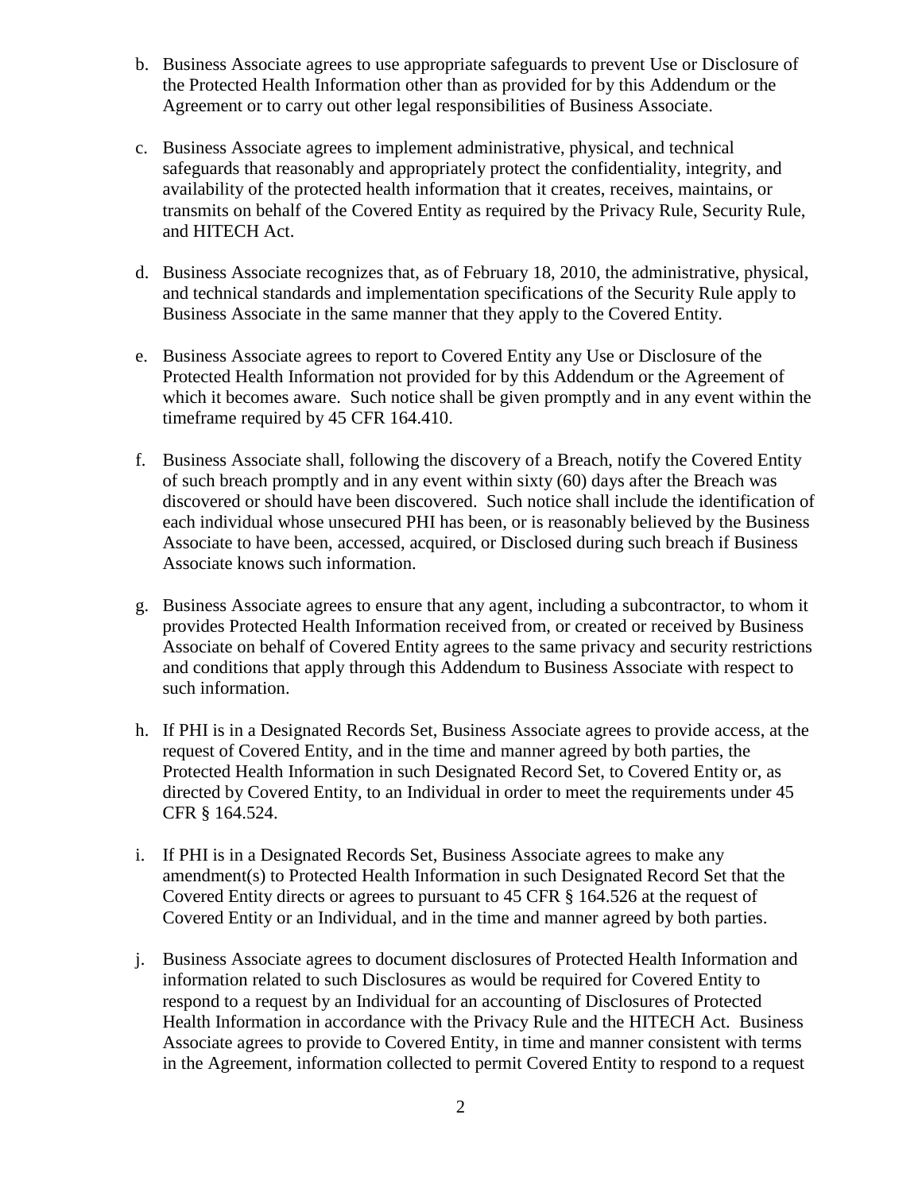b. Business Associate agrees to use appropriate safeguards to prevent Use or Disclosure of the Protected Health Information other than as provided for by this Addendum or the Agreement or to carry out other legal responsibilities of Business Associate.

c. Business Associate agrees to implement administrative, physical, and technical safeguards that reasonably and appropriately protect the confidentiality, integrity, and availability of the protected health information that it creates, receives, maintains, or transmits on behalf of the Covered Entity as required by the Privacy Rule, Security Rule, and HITECH Act.

d. Business Associate recognizes that, as of February 18, 2010, the administrative, physical, and technical standards and implementation specifications of the Security Rule apply to Business Associate in the same manner that they apply to the Covered Entity.

e. Business Associate agrees to report to Covered Entity any Use or Disclosure of the Protected Health Information not provided for by this Addendum or the Agreement of which it becomes aware. Such notice shall be given promptly and in any event within the timeframe required by 45 CFR 164.410.

f. Business Associate shall, following the discovery of a Breach, notify the Covered Entity of such breach promptly and in any event within sixty (60) days after the Breach was discovered or should have been discovered. Such notice shall include the identification of each individual whose unsecured PHI has been, or is reasonably believed by the Business Associate to have been, accessed, acquired, or Disclosed during such breach if Business Associate knows such information.

g. Business Associate agrees to ensure that any agent, including a subcontractor, to whom it provides Protected Health Information received from, or created or received by Business Associate on behalf of Covered Entity agrees to the same privacy and security restrictions and conditions that apply through this Addendum to Business Associate with respect to such information.

h. If PHI is in a Designated Records Set, Business Associate agrees to provide access, at the request of Covered Entity, and in the time and manner agreed by both parties, the Protected Health Information in such Designated Record Set, to Covered Entity or, as directed by Covered Entity, to an Individual in order to meet the requirements under 45 CFR § 164.524.

i. If PHI is in a Designated Records Set, Business Associate agrees to make any amendment(s) to Protected Health Information in such Designated Record Set that the Covered Entity directs or agrees to pursuant to 45 CFR § 164.526 at the request of Covered Entity or an Individual, and in the time and manner agreed by both parties.

j. Business Associate agrees to document disclosures of Protected Health Information and information related to such Disclosures as would be required for Covered Entity to respond to a request by an Individual for an accounting of Disclosures of Protected Health Information in accordance with the Privacy Rule and the HITECH Act. Business Associate agrees to provide to Covered Entity, in time and manner consistent with terms in the Agreement, information collected to permit Covered Entity to respond to a request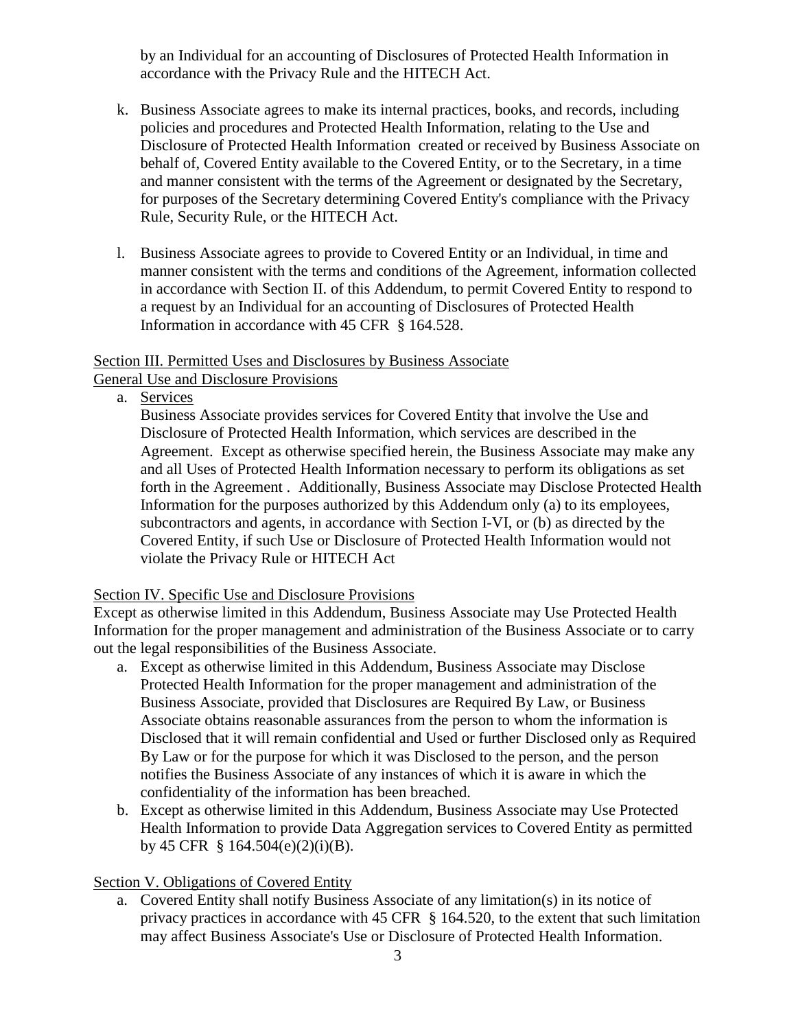by an Individual for an accounting of Disclosures of Protected Health Information in accordance with the Privacy Rule and the HITECH Act.

k. Business Associate agrees to make its internal practices, books, and records, including policies and procedures and Protected Health Information, relating to the Use and Disclosure of Protected Health Information created or received by Business Associate on behalf of, Covered Entity available to the Covered Entity, or to the Secretary, in a time and manner consistent with the terms of the Agreement or designated by the Secretary, for purposes of the Secretary determining Covered Entity's compliance with the Privacy Rule, Security Rule, or the HITECH Act.

l. Business Associate agrees to provide to Covered Entity or an Individual, in time and manner consistent with the terms and conditions of the Agreement, information collected in accordance with Section II. of this Addendum, to permit Covered Entity to respond to a request by an Individual for an accounting of Disclosures of Protected Health Information in accordance with 45 CFR § 164.528.

<u>Section III. Permitted Uses and Disclosures by Business Associate</u>
<u>General Use and Disclosure Provisions</u>

a. <u>Services</u>
Business Associate provides services for Covered Entity that involve the Use and Disclosure of Protected Health Information, which services are described in the Agreement. Except as otherwise specified herein, the Business Associate may make any and all Uses of Protected Health Information necessary to perform its obligations as set forth in the Agreement . Additionally, Business Associate may Disclose Protected Health Information for the purposes authorized by this Addendum only (a) to its employees, subcontractors and agents, in accordance with Section I-VI, or (b) as directed by the Covered Entity, if such Use or Disclosure of Protected Health Information would not violate the Privacy Rule or HITECH Act

<u>Section IV. Specific Use and Disclosure Provisions</u>
Except as otherwise limited in this Addendum, Business Associate may Use Protected Health Information for the proper management and administration of the Business Associate or to carry out the legal responsibilities of the Business Associate.

a. Except as otherwise limited in this Addendum, Business Associate may Disclose Protected Health Information for the proper management and administration of the Business Associate, provided that Disclosures are Required By Law, or Business Associate obtains reasonable assurances from the person to whom the information is Disclosed that it will remain confidential and Used or further Disclosed only as Required By Law or for the purpose for which it was Disclosed to the person, and the person notifies the Business Associate of any instances of which it is aware in which the confidentiality of the information has been breached.
b. Except as otherwise limited in this Addendum, Business Associate may Use Protected Health Information to provide Data Aggregation services to Covered Entity as permitted by 45 CFR § 164.504(e)(2)(i)(B).

<u>Section V. Obligations of Covered Entity</u>

a. Covered Entity shall notify Business Associate of any limitation(s) in its notice of privacy practices in accordance with 45 CFR § 164.520, to the extent that such limitation may affect Business Associate's Use or Disclosure of Protected Health Information.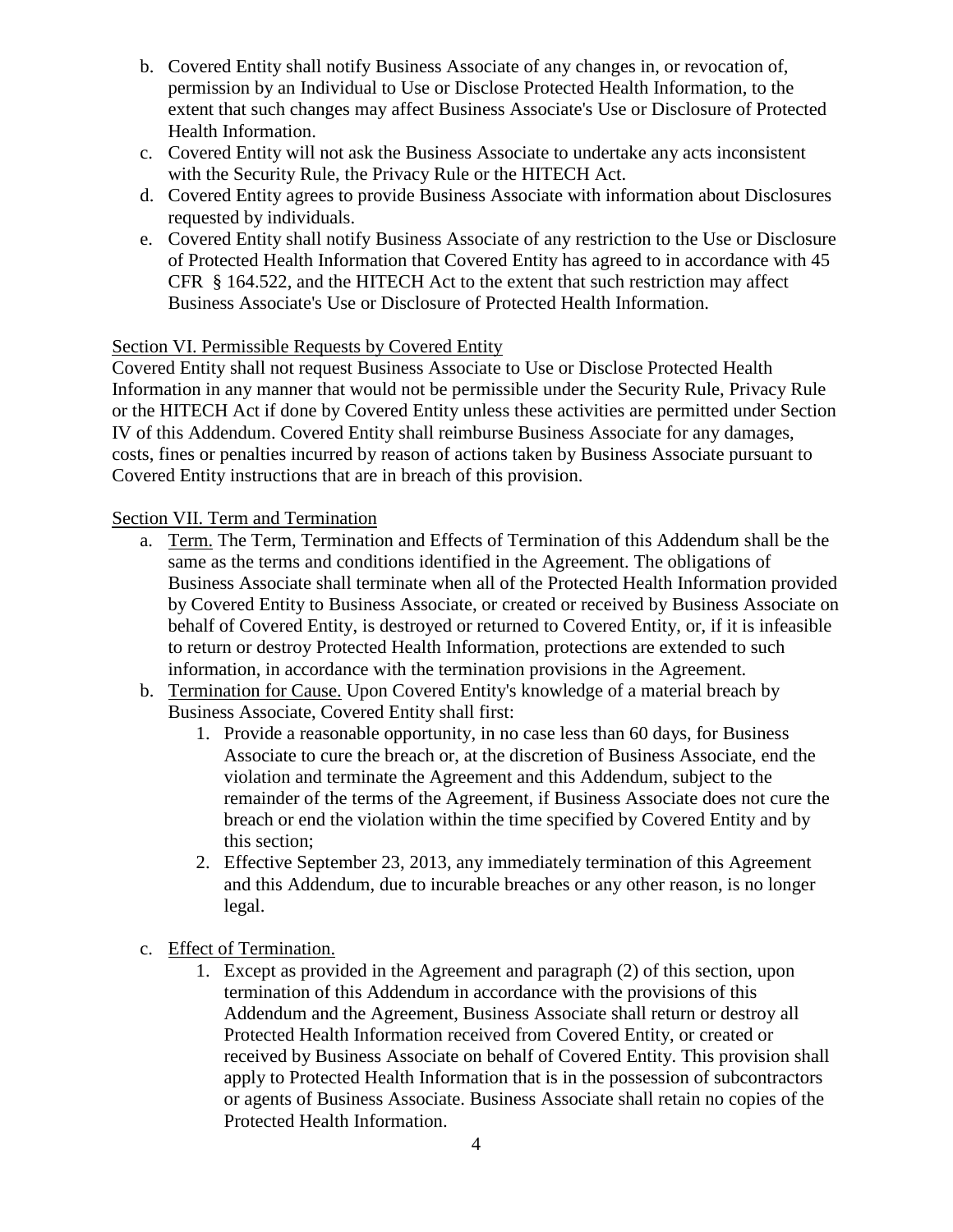b. Covered Entity shall notify Business Associate of any changes in, or revocation of, permission by an Individual to Use or Disclose Protected Health Information, to the extent that such changes may affect Business Associate's Use or Disclosure of Protected Health Information.
c. Covered Entity will not ask the Business Associate to undertake any acts inconsistent with the Security Rule, the Privacy Rule or the HITECH Act.
d. Covered Entity agrees to provide Business Associate with information about Disclosures requested by individuals.
e. Covered Entity shall notify Business Associate of any restriction to the Use or Disclosure of Protected Health Information that Covered Entity has agreed to in accordance with 45 CFR § 164.522, and the HITECH Act to the extent that such restriction may affect Business Associate's Use or Disclosure of Protected Health Information.

Section VI. Permissible Requests by Covered Entity

Covered Entity shall not request Business Associate to Use or Disclose Protected Health Information in any manner that would not be permissible under the Security Rule, Privacy Rule or the HITECH Act if done by Covered Entity unless these activities are permitted under Section IV of this Addendum. Covered Entity shall reimburse Business Associate for any damages, costs, fines or penalties incurred by reason of actions taken by Business Associate pursuant to Covered Entity instructions that are in breach of this provision.

Section VII. Term and Termination

a. Term. The Term, Termination and Effects of Termination of this Addendum shall be the same as the terms and conditions identified in the Agreement. The obligations of Business Associate shall terminate when all of the Protected Health Information provided by Covered Entity to Business Associate, or created or received by Business Associate on behalf of Covered Entity, is destroyed or returned to Covered Entity, or, if it is infeasible to return or destroy Protected Health Information, protections are extended to such information, in accordance with the termination provisions in the Agreement.
b. Termination for Cause. Upon Covered Entity's knowledge of a material breach by Business Associate, Covered Entity shall first:
   1. Provide a reasonable opportunity, in no case less than 60 days, for Business Associate to cure the breach or, at the discretion of Business Associate, end the violation and terminate the Agreement and this Addendum, subject to the remainder of the terms of the Agreement, if Business Associate does not cure the breach or end the violation within the time specified by Covered Entity and by this section;
   2. Effective September 23, 2013, any immediately termination of this Agreement and this Addendum, due to incurable breaches or any other reason, is no longer legal.

c. Effect of Termination.
   1. Except as provided in the Agreement and paragraph (2) of this section, upon termination of this Addendum in accordance with the provisions of this Addendum and the Agreement, Business Associate shall return or destroy all Protected Health Information received from Covered Entity, or created or received by Business Associate on behalf of Covered Entity. This provision shall apply to Protected Health Information that is in the possession of subcontractors or agents of Business Associate. Business Associate shall retain no copies of the Protected Health Information.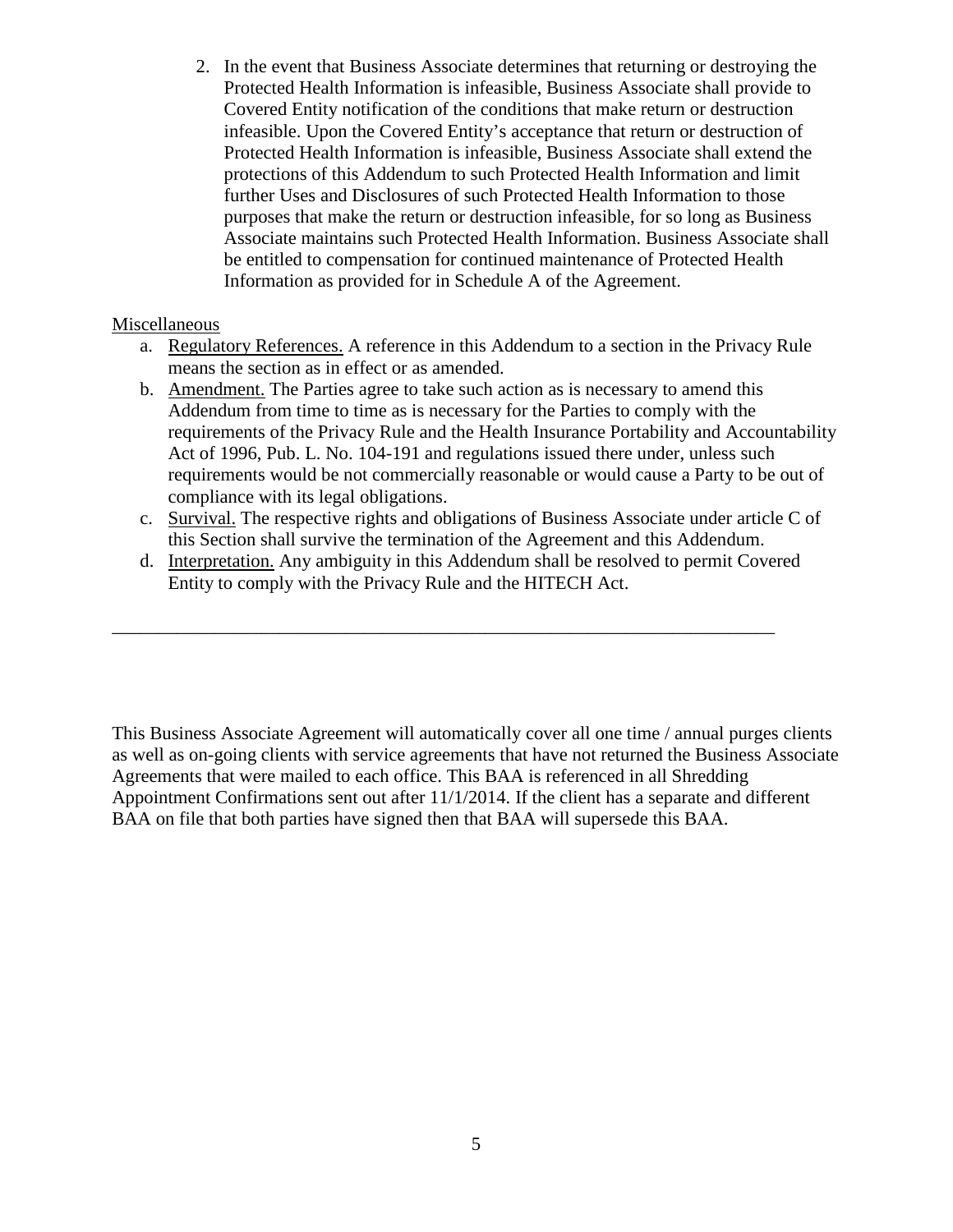2. In the event that Business Associate determines that returning or destroying the Protected Health Information is infeasible, Business Associate shall provide to Covered Entity notification of the conditions that make return or destruction infeasible. Upon the Covered Entity's acceptance that return or destruction of Protected Health Information is infeasible, Business Associate shall extend the protections of this Addendum to such Protected Health Information and limit further Uses and Disclosures of such Protected Health Information to those purposes that make the return or destruction infeasible, for so long as Business Associate maintains such Protected Health Information. Business Associate shall be entitled to compensation for continued maintenance of Protected Health Information as provided for in Schedule A of the Agreement.

Miscellaneous

a. Regulatory References. A reference in this Addendum to a section in the Privacy Rule means the section as in effect or as amended.
b. Amendment. The Parties agree to take such action as is necessary to amend this Addendum from time to time as is necessary for the Parties to comply with the requirements of the Privacy Rule and the Health Insurance Portability and Accountability Act of 1996, Pub. L. No. 104-191 and regulations issued there under, unless such requirements would be not commercially reasonable or would cause a Party to be out of compliance with its legal obligations.
c. Survival. The respective rights and obligations of Business Associate under article C of this Section shall survive the termination of the Agreement and this Addendum.
d. Interpretation. Any ambiguity in this Addendum shall be resolved to permit Covered Entity to comply with the Privacy Rule and the HITECH Act.

---

This Business Associate Agreement will automatically cover all one time / annual purges clients as well as on-going clients with service agreements that have not returned the Business Associate Agreements that were mailed to each office. This BAA is referenced in all Shredding Appointment Confirmations sent out after 11/1/2014. If the client has a separate and different BAA on file that both parties have signed then that BAA will supersede this BAA.